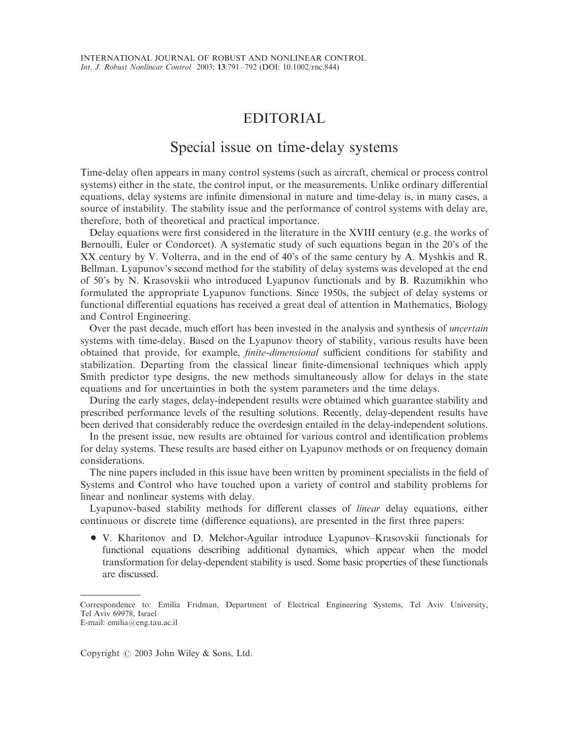# EDITORIAL

## Special issue on time-delay systems

Time-delay often appears in many control systems (such as aircraft, chemical or process control systems) either in the state, the control input, or the measurements. Unlike ordinary differential equations, delay systems are infinite dimensional in nature and time-delay is, in many cases, a source of instability. The stability issue and the performance of control systems with delay are, therefore, both of theoretical and practical importance.

Delay equations were first considered in the literature in the XVIII century (e.g. the works of Bernoulli, Euler or Condorcet). A systematic study of such equations began in the 20's of the XX century by V. Volterra, and in the end of 40's of the same century by A. Myshkis and R. Bellman. Lyapunov's second method for the stability of delay systems was developed at the end of 50's by N. Krasovskii who introduced Lyapunov functionals and by B. Razumikhin who formulated the appropriate Lyapunov functions. Since 1950s, the subject of delay systems or functional differential equations has received a great deal of attention in Mathematics, Biology and Control Engineering.

Over the past decade, much effort has been invested in the analysis and synthesis of *uncertain* systems with time-delay. Based on the Lyapunov theory of stability, various results have been obtained that provide, for example, *finite-dimensional* sufficient conditions for stability and stabilization. Departing from the classical linear finite-dimensional techniques which apply Smith predictor type designs, the new methods simultaneously allow for delays in the state equations and for uncertainties in both the system parameters and the time delays.

During the early stages, delay-independent results were obtained which guarantee stability and prescribed performance levels of the resulting solutions. Recently, delay-dependent results have been derived that considerably reduce the overdesign entailed in the delay-independent solutions.

In the present issue, new results are obtained for various control and identification problems for delay systems. These results are based either on Lyapunov methods or on frequency domain considerations.

The nine papers included in this issue have been written by prominent specialists in the field of Systems and Control who have touched upon a variety of control and stability problems for linear and nonlinear systems with delay.

Lyapunov-based stability methods for different classes of *linear* delay equations, either continuous or discrete time (difference equations), are presented in the first three papers:

- V. Kharitonov and D. Melchor-Aguilar introduce Lyapunov–Krasovskii functionals for functional equations describing additional dynamics, which appear when the model transformation for delay-dependent stability is used. Some basic properties of these functionals are discussed.

Correspondence to: Emilia Fridman, Department of Electrical Engineering Systems, Tel Aviv University, Tel Aviv 69978, Israel
E-mail: emilia@eng.tau.ac.il

Copyright © 2003 John Wiley & Sons, Ltd.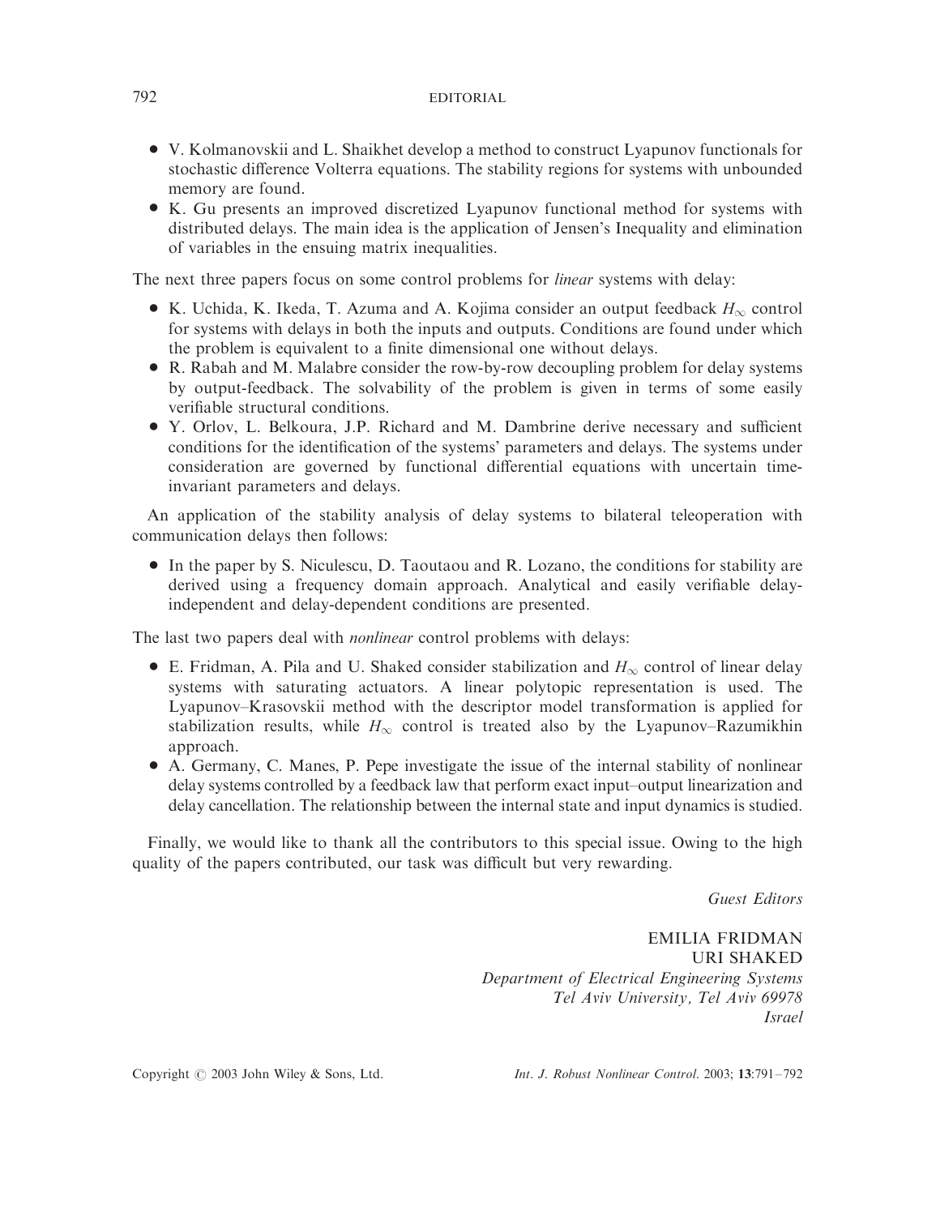- V. Kolmanovskii and L. Shaikhet develop a method to construct Lyapunov functionals for stochastic difference Volterra equations. The stability regions for systems with unbounded memory are found.
- K. Gu presents an improved discretized Lyapunov functional method for systems with distributed delays. The main idea is the application of Jensen's Inequality and elimination of variables in the ensuing matrix inequalities.

The next three papers focus on some control problems for *linear* systems with delay:

- K. Uchida, K. Ikeda, T. Azuma and A. Kojima consider an output feedback $H_\infty$ control for systems with delays in both the inputs and outputs. Conditions are found under which the problem is equivalent to a finite dimensional one without delays.
- R. Rabah and M. Malabre consider the row-by-row decoupling problem for delay systems by output-feedback. The solvability of the problem is given in terms of some easily verifiable structural conditions.
- Y. Orlov, L. Belkoura, J.P. Richard and M. Dambrine derive necessary and sufficient conditions for the identification of the systems' parameters and delays. The systems under consideration are governed by functional differential equations with uncertain time-invariant parameters and delays.

An application of the stability analysis of delay systems to bilateral teleoperation with communication delays then follows:

- In the paper by S. Niculescu, D. Taoutaou and R. Lozano, the conditions for stability are derived using a frequency domain approach. Analytical and easily verifiable delay-independent and delay-dependent conditions are presented.

The last two papers deal with *nonlinear* control problems with delays:

- E. Fridman, A. Pila and U. Shaked consider stabilization and $H_\infty$ control of linear delay systems with saturating actuators. A linear polytopic representation is used. The Lyapunov–Krasovskii method with the descriptor model transformation is applied for stabilization results, while $H_\infty$ control is treated also by the Lyapunov–Razumikhin approach.
- A. Germany, C. Manes, P. Pepe investigate the issue of the internal stability of nonlinear delay systems controlled by a feedback law that perform exact input–output linearization and delay cancellation. The relationship between the internal state and input dynamics is studied.

Finally, we would like to thank all the contributors to this special issue. Owing to the high quality of the papers contributed, our task was difficult but very rewarding.

*Guest Editors*

EMILIA FRIDMAN
URI SHAKED
*Department of Electrical Engineering Systems*
*Tel Aviv University, Tel Aviv 69978*
*Israel*